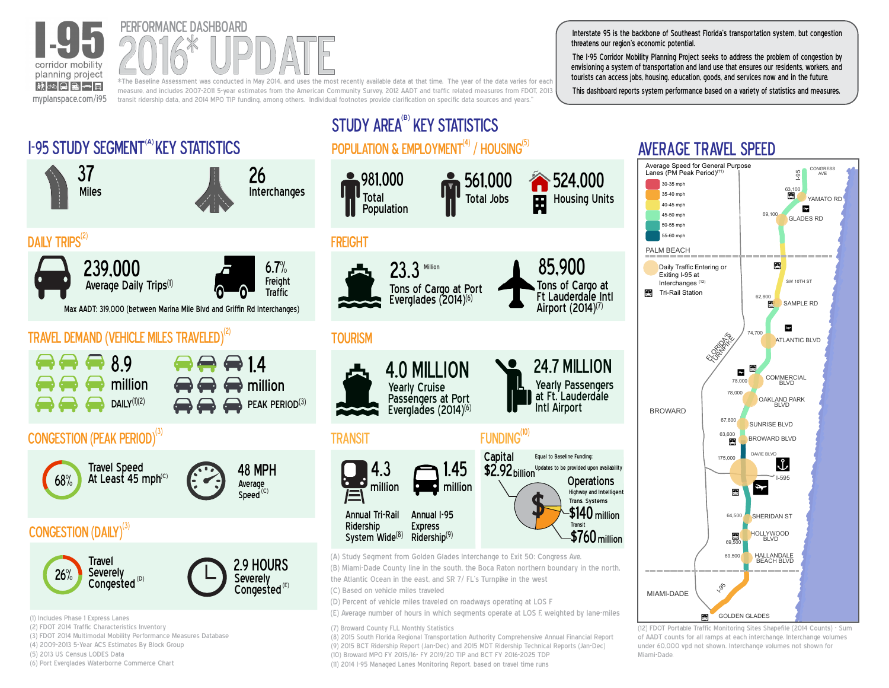# I-95 corridor mobility planning project

myplanspace.com/i95

## PERFORMANCE DASHBOARD 2016* UPDATE

*The Baseline Assessment was conducted in May 2014, and uses the most recently available data at that time. The year of the data varies for each measure, and includes 2007-2011 5-year estimates from the American Community Survey, 2012 AADT and traffic related measures from FDOT, 2013 transit ridership data, and 2014 MPO TIP funding, among others. Individual footnotes provide clarification on specific data sources and years.*

Interstate 95 is the backbone of Southeast Florida's transportation system, but congestion threatens our region's economic potential.

The I-95 Corridor Mobility Planning Project seeks to address the problem of congestion by envisioning a system of transportation and land use that ensures our residents, workers, and tourists can access jobs, housing, education, goods, and services now and in the future.

This dashboard reports system performance based on a variety of statistics and measures.

## I-95 STUDY SEGMENT[(A)] KEY STATISTICS

- **37** Miles
- **26** Interchanges

### DAILY TRIPS[(2)]

- **239,000** Average Daily Trips[(1)]
- **6.7%** Freight Traffic

Max AADT: 319,000 (between Marina Mile Blvd and Griffin Rd Interchanges)

### TRAVEL DEMAND (VEHICLE MILES TRAVELED)[(2)]

- **8.9 million** DAILY[(1)(2)]
- **1.4 million** PEAK PERIOD[(3)]

### CONGESTION (PEAK PERIOD)[(3)]

- **68%** Travel Speed At Least 45 mph[(C)]
- **48 MPH** Average Speed[(C)]

### CONGESTION (DAILY)[(3)]

- **26%** Travel Severely Congested[(D)]
- **2.9 HOURS** Severely Congested[(E)]

(1) Includes Phase 1 Express Lanes
(2) FDOT 2014 Traffic Characteristics Inventory
(3) FDOT 2014 Multimodal Mobility Performance Measures Database
(4) 2009-2013 5-Year ACS Estimates By Block Group
(5) 2013 US Census LODES Data
(6) Port Everglades Waterborne Commerce Chart

## STUDY AREA[(B)] KEY STATISTICS

### POPULATION & EMPLOYMENT[(4)] / HOUSING[(5)]

- **981,000** Total Population
- **561,000** Total Jobs
- **524,000** Housing Units

### FREIGHT

- **23.3 Million** Tons of Cargo at Port Everglades (2014)[(6)]
- **85,900** Tons of Cargo at Ft Lauderdale Intl Airport (2014)[(7)]

### TOURISM

- **4.0 MILLION** Yearly Cruise Passengers at Port Everglades (2014)[(6)]
- **24.7 MILLION** Yearly Passengers at Ft. Lauderdale Intl Airport

### TRANSIT

- **4.3 million** Annual Tri-Rail Ridership System Wide[(8)]
- **1.45 million** Annual I-95 Express Ridership[(9)]

### FUNDING[(10)]

- Capital: **$2.92 billion** — Equal to Baseline Funding: Updates to be provided upon availability
- Operations: Highway and Intelligent Trans. Systems **$140 million**
- Transit **$760 million**

(A) Study Segment from Golden Glades Interchange to Exit 50: Congress Ave.
(B) Miami-Dade County line in the south, the Boca Raton northern boundary in the north, the Atlantic Ocean in the east, and SR 7/ FL's Turnpike in the west
(C) Based on vehicle miles traveled
(D) Percent of vehicle miles traveled on roadways operating at LOS F
(E) Average number of hours in which segments operate at LOS F, weighted by lane-miles

(7) Broward County FLL Monthly Statistics
(8) 2015 South Florida Regional Transportation Authority Comprehensive Annual Financial Report
(9) 2015 BCT Ridership Report (Jan-Dec) and 2015 MDT Ridership Technical Reports (Jan-Dec)
(10) Broward MPO FY 2015/16- FY 2019/20 TIP and BCT FY 2016-2025 TDP
(11) 2014 I-95 Managed Lanes Monitoring Report, based on travel time runs

## AVERAGE TRAVEL SPEED

Average Speed for General Purpose Lanes (PM Peak Period)[(11)]

- 30-35 mph
- 35-40 mph
- 40-45 mph
- 45-50 mph
- 50-55 mph
- 55-60 mph

Daily Traffic Entering or Exiting I-95 at Interchanges[(12)]

Tri-Rail Station

PALM BEACH: CONGRESS AVE; 63,100 YAMATO RD; 69,100 GLADES RD; SW 10TH ST; 62,800 SAMPLE RD; 74,700 ATLANTIC BLVD; FLORIDA'S TURNPIKE

BROWARD: 78,000 COMMERCIAL BLVD; 78,000 OAKLAND PARK BLVD; 67,600 SUNRISE BLVD; 63,600 BROWARD BLVD; DAVIE BLVD; 175,000 I-595; 64,500 SHERIDAN ST; 69,500 HOLLYWOOD BLVD; 69,500 HALLANDALE BEACH BLVD

MIAMI-DADE: GOLDEN GLADES

(12) FDOT Portable Traffic Monitoring Sites Shapefile (2014 Counts) - Sum of AADT counts for all ramps at each interchange. Interchange volumes under 60,000 vpd not shown. Interchange volumes not shown for Miami-Dade.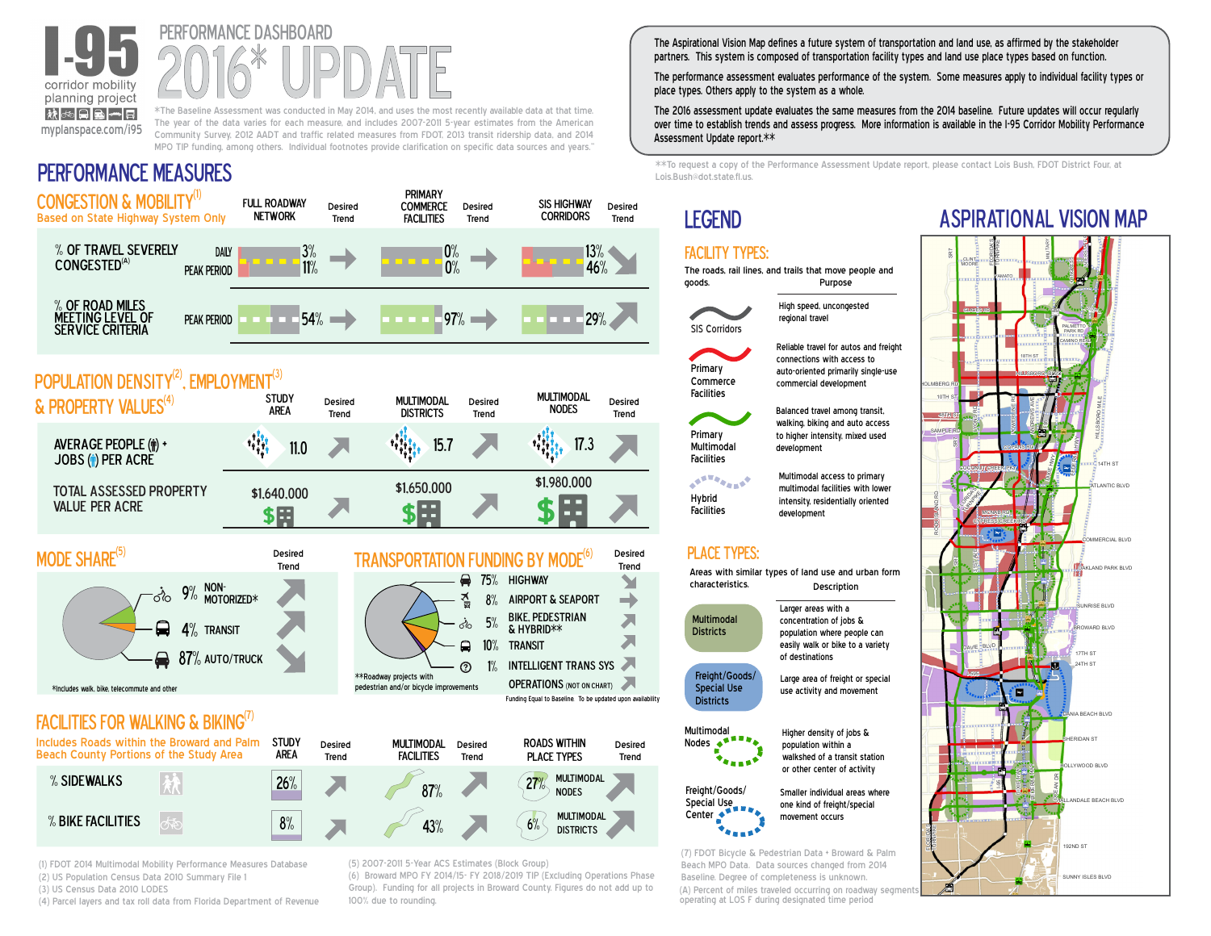# I-95 corridor mobility planning project

myplanspace.com/i95

## PERFORMANCE DASHBOARD 2016* UPDATE

*The Baseline Assessment was conducted in May 2014, and uses the most recently available data at that time. The year of the data varies for each measure, and includes 2007-2011 5-year estimates from the American Community Survey, 2012 AADT and traffic related measures from FDOT, 2013 transit ridership data, and 2014 MPO TIP funding, among others. Individual footnotes provide clarification on specific data sources and years.*

The Aspirational Vision Map defines a future system of transportation and land use, as affirmed by the stakeholder partners. This system is composed of transportation facility types and land use place types based on function.

The performance assessment evaluates performance of the system. Some measures apply to individual facility types or place types. Others apply to the system as a whole.

The 2016 assessment update evaluates the same measures from the 2014 baseline. Future updates will occur regularly over time to establish trends and assess progress. More information is available in the I-95 Corridor Mobility Performance Assessment Update report.**

**To request a copy of the Performance Assessment Update report, please contact Lois Bush, FDOT District Four, at Lois.Bush@dot.state.fl.us.

## PERFORMANCE MEASURES

### CONGESTION & MOBILITY[1]

Based on State Highway System Only

| | | FULL ROADWAY NETWORK | Desired Trend | PRIMARY COMMERCE FACILITIES | Desired Trend | SIS HIGHWAY CORRIDORS | Desired Trend |
|---|---|---|---|---|---|---|---|
| % OF TRAVEL SEVERELY CONGESTED[A] | DAILY | 3% | → | 0% | → | 13% | ↘ |
| | PEAK PERIOD | 11% | | 0% | | 46% | |
| % OF ROAD MILES MEETING LEVEL OF SERVICE CRITERIA | PEAK PERIOD | 54% | → | 97% | → | 29% | ↗ |

### POPULATION DENSITY[2], EMPLOYMENT[3] & PROPERTY VALUES[4]

| | STUDY AREA | Desired Trend | MULTIMODAL DISTRICTS | Desired Trend | MULTIMODAL NODES | Desired Trend |
|---|---|---|---|---|---|---|
| AVERAGE PEOPLE + JOBS PER ACRE | 11.0 | ↗ | 15.7 | ↗ | 17.3 | ↗ |
| TOTAL ASSESSED PROPERTY VALUE PER ACRE | $1,640,000 | ↗ | $1,650,000 | ↗ | $1,980,000 | ↗ |

### MODE SHARE[5]

| | Share | Desired Trend |
|---|---|---|
| NON-MOTORIZED* | 9% | ↗ |
| TRANSIT | 4% | ↗ |
| AUTO/TRUCK | 87% | ↘ |

*Includes walk, bike, telecommute and other

### TRANSPORTATION FUNDING BY MODE[6]

| | Share | Desired Trend |
|---|---|---|
| HIGHWAY | 75% | ↘ |
| AIRPORT & SEAPORT | 8% | → |
| BIKE, PEDESTRIAN & HYBRID** | 5% | ↗ |
| TRANSIT | 10% | ↗ |
| INTELLIGENT TRANS SYS | 1% | ↗ |
| OPERATIONS (NOT ON CHART) | | ↗ |

**Roadway projects with pedestrian and/or bicycle improvements

Funding Equal to Baseline. To be updated upon availability

### FACILITIES FOR WALKING & BIKING[7]

Includes Roads within the Broward and Palm Beach County Portions of the Study Area

| | STUDY AREA | Desired Trend | MULTIMODAL FACILITIES | Desired Trend | ROADS WITHIN PLACE TYPES | | Desired Trend |
|---|---|---|---|---|---|---|---|
| % SIDEWALKS | 26% | ↗ | 87% | ↗ | 27% | MULTIMODAL NODES | ↗ |
| % BIKE FACILITIES | 8% | ↗ | 43% | ↗ | 6% | MULTIMODAL DISTRICTS | ↗ |

(1) FDOT 2014 Multimodal Mobility Performance Measures Database
(2) US Population Census Data 2010 Summary File 1
(3) US Census Data 2010 LODES
(4) Parcel layers and tax roll data from Florida Department of Revenue
(5) 2007-2011 5-Year ACS Estimates (Block Group)
(6) Broward MPO FY 2014/15- FY 2018/2019 TIP (Excluding Operations Phase Group). Funding for all projects in Broward County. Figures do not add up to 100% due to rounding.
(7) FDOT Bicycle & Pedestrian Data + Broward & Palm Beach MPO Data. Data sources changed from 2014 Baseline. Degree of completeness is unknown.
(A) Percent of miles traveled occurring on roadway segments operating at LOS F during designated time period

## LEGEND

### FACILITY TYPES:

The roads, rail lines, and trails that move people and goods.

| Facility | Purpose |
|---|---|
| SIS Corridors | High speed, uncongested regional travel |
| Primary Commerce Facilities | Reliable travel for autos and freight connections with access to auto-oriented primarily single-use commercial development |
| Primary Multimodal Facilities | Balanced travel among transit, walking, biking and auto access to higher intensity, mixed used development |
| Hybrid Facilities | Multimodal access to primary multimodal facilities with lower intensity, residentially oriented development |

### PLACE TYPES:

Areas with similar types of land use and urban form characteristics.

| Place Type | Description |
|---|---|
| Multimodal Districts | Larger areas with a concentration of jobs & population where people can easily walk or bike to a variety of destinations |
| Freight/Goods/ Special Use Districts | Large area of freight or special use activity and movement |
| Multimodal Nodes | Higher density of jobs & population within a walkshed of a transit station or other center of activity |
| Freight/Goods/ Special Use Center | Smaller individual areas where one kind of freight/special movement occurs |

## ASPIRATIONAL VISION MAP